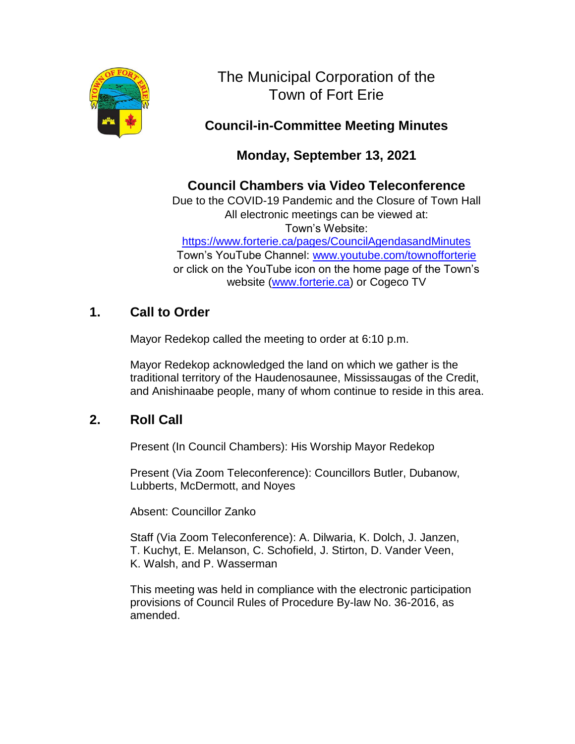# The Municipal Corporation of the Town of Fort Erie

## Council-in-Committee Meeting Minutes

## Monday, September 13, 2021

## Council Chambers via Video Teleconference

Due to the COVID-19 Pandemic and the Closure of Town Hall
All electronic meetings can be viewed at:
Town's Website:
https://www.forterie.ca/pages/CouncilAgendasandMinutes
Town's YouTube Channel: www.youtube.com/townofforterie
or click on the YouTube icon on the home page of the Town's website (www.forterie.ca) or Cogeco TV

## 1. Call to Order

Mayor Redekop called the meeting to order at 6:10 p.m.

Mayor Redekop acknowledged the land on which we gather is the traditional territory of the Haudenosaunee, Mississaugas of the Credit, and Anishinaabe people, many of whom continue to reside in this area.

## 2. Roll Call

Present (In Council Chambers): His Worship Mayor Redekop

Present (Via Zoom Teleconference): Councillors Butler, Dubanow, Lubberts, McDermott, and Noyes

Absent: Councillor Zanko

Staff (Via Zoom Teleconference): A. Dilwaria, K. Dolch, J. Janzen, T. Kuchyt, E. Melanson, C. Schofield, J. Stirton, D. Vander Veen, K. Walsh, and P. Wasserman

This meeting was held in compliance with the electronic participation provisions of Council Rules of Procedure By-law No. 36-2016, as amended.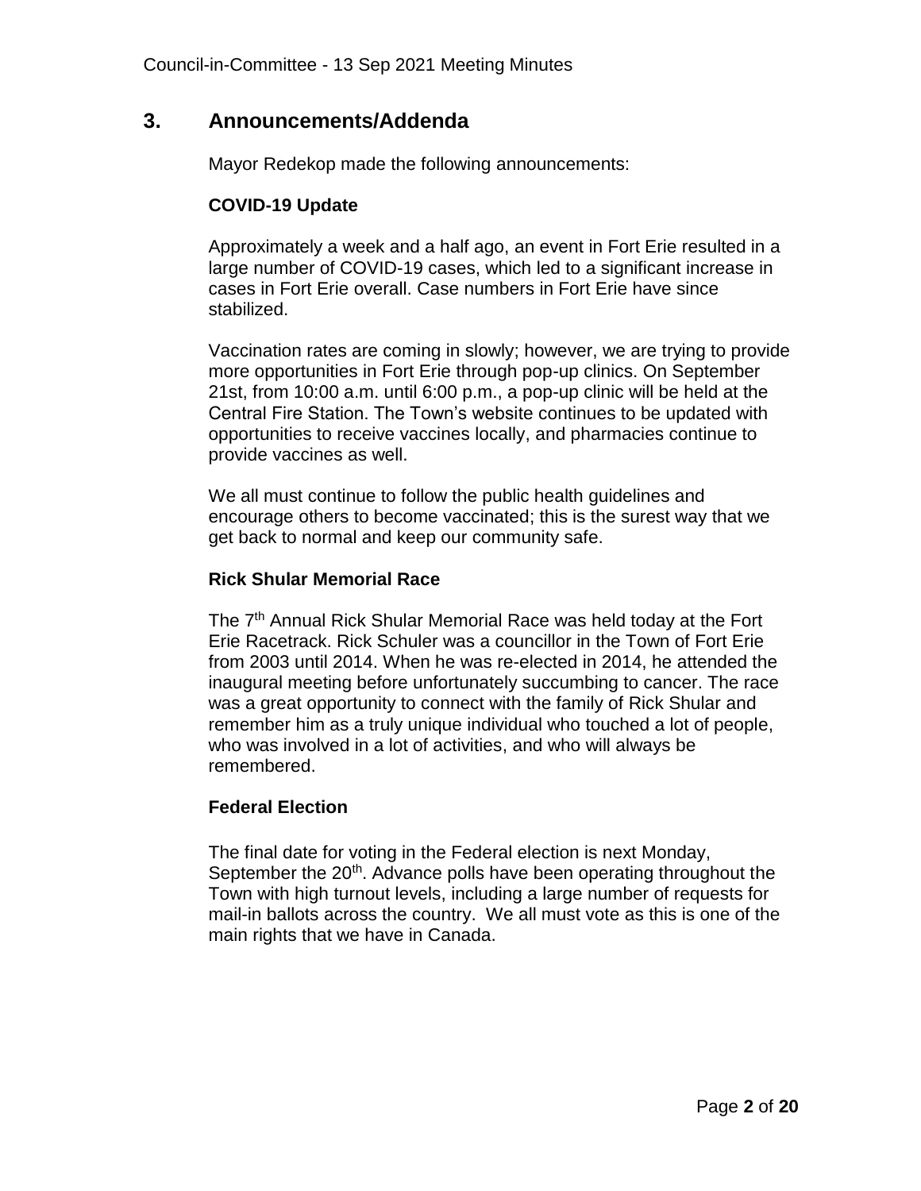## 3. Announcements/Addenda

Mayor Redekop made the following announcements:

### COVID-19 Update

Approximately a week and a half ago, an event in Fort Erie resulted in a large number of COVID-19 cases, which led to a significant increase in cases in Fort Erie overall. Case numbers in Fort Erie have since stabilized.

Vaccination rates are coming in slowly; however, we are trying to provide more opportunities in Fort Erie through pop-up clinics. On September 21st, from 10:00 a.m. until 6:00 p.m., a pop-up clinic will be held at the Central Fire Station. The Town's website continues to be updated with opportunities to receive vaccines locally, and pharmacies continue to provide vaccines as well.

We all must continue to follow the public health guidelines and encourage others to become vaccinated; this is the surest way that we get back to normal and keep our community safe.

### Rick Shular Memorial Race

The 7th Annual Rick Shular Memorial Race was held today at the Fort Erie Racetrack. Rick Schuler was a councillor in the Town of Fort Erie from 2003 until 2014. When he was re-elected in 2014, he attended the inaugural meeting before unfortunately succumbing to cancer. The race was a great opportunity to connect with the family of Rick Shular and remember him as a truly unique individual who touched a lot of people, who was involved in a lot of activities, and who will always be remembered.

### Federal Election

The final date for voting in the Federal election is next Monday, September the 20th. Advance polls have been operating throughout the Town with high turnout levels, including a large number of requests for mail-in ballots across the country. We all must vote as this is one of the main rights that we have in Canada.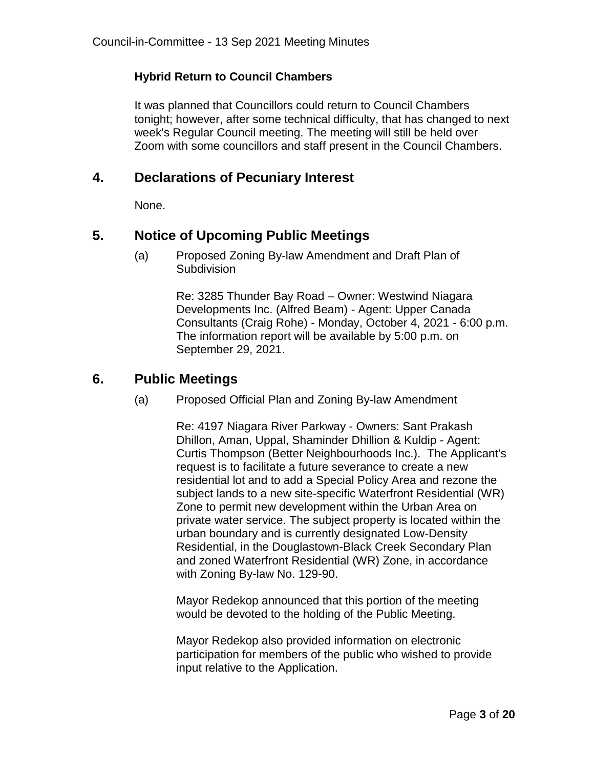**Hybrid Return to Council Chambers**

It was planned that Councillors could return to Council Chambers tonight; however, after some technical difficulty, that has changed to next week's Regular Council meeting. The meeting will still be held over Zoom with some councillors and staff present in the Council Chambers.

## 4. Declarations of Pecuniary Interest

None.

## 5. Notice of Upcoming Public Meetings

(a) Proposed Zoning By-law Amendment and Draft Plan of Subdivision

Re: 3285 Thunder Bay Road – Owner: Westwind Niagara Developments Inc. (Alfred Beam) - Agent: Upper Canada Consultants (Craig Rohe) - Monday, October 4, 2021 - 6:00 p.m. The information report will be available by 5:00 p.m. on September 29, 2021.

## 6. Public Meetings

(a) Proposed Official Plan and Zoning By-law Amendment

Re: 4197 Niagara River Parkway - Owners: Sant Prakash Dhillon, Aman, Uppal, Shaminder Dhillion & Kuldip - Agent: Curtis Thompson (Better Neighbourhoods Inc.). The Applicant's request is to facilitate a future severance to create a new residential lot and to add a Special Policy Area and rezone the subject lands to a new site-specific Waterfront Residential (WR) Zone to permit new development within the Urban Area on private water service. The subject property is located within the urban boundary and is currently designated Low-Density Residential, in the Douglastown-Black Creek Secondary Plan and zoned Waterfront Residential (WR) Zone, in accordance with Zoning By-law No. 129-90.

Mayor Redekop announced that this portion of the meeting would be devoted to the holding of the Public Meeting.

Mayor Redekop also provided information on electronic participation for members of the public who wished to provide input relative to the Application.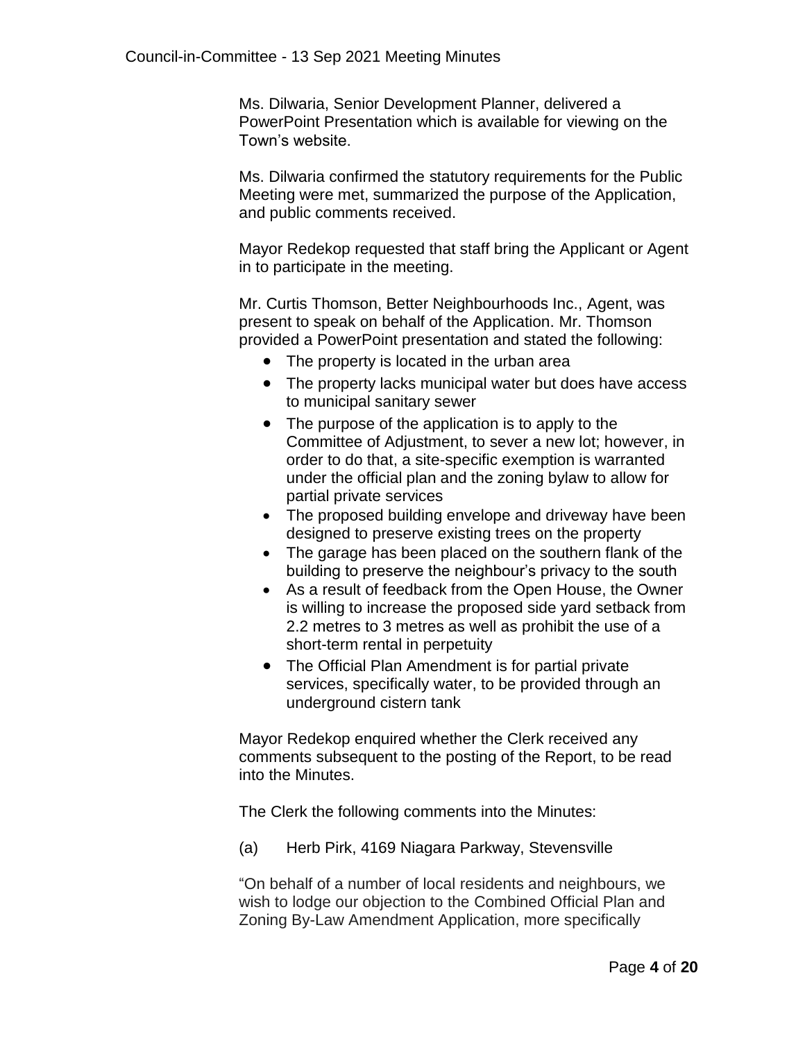Ms. Dilwaria, Senior Development Planner, delivered a PowerPoint Presentation which is available for viewing on the Town's website.

Ms. Dilwaria confirmed the statutory requirements for the Public Meeting were met, summarized the purpose of the Application, and public comments received.

Mayor Redekop requested that staff bring the Applicant or Agent in to participate in the meeting.

Mr. Curtis Thomson, Better Neighbourhoods Inc., Agent, was present to speak on behalf of the Application. Mr. Thomson provided a PowerPoint presentation and stated the following:

- The property is located in the urban area
- The property lacks municipal water but does have access to municipal sanitary sewer
- The purpose of the application is to apply to the Committee of Adjustment, to sever a new lot; however, in order to do that, a site-specific exemption is warranted under the official plan and the zoning bylaw to allow for partial private services
- The proposed building envelope and driveway have been designed to preserve existing trees on the property
- The garage has been placed on the southern flank of the building to preserve the neighbour's privacy to the south
- As a result of feedback from the Open House, the Owner is willing to increase the proposed side yard setback from 2.2 metres to 3 metres as well as prohibit the use of a short-term rental in perpetuity
- The Official Plan Amendment is for partial private services, specifically water, to be provided through an underground cistern tank

Mayor Redekop enquired whether the Clerk received any comments subsequent to the posting of the Report, to be read into the Minutes.

The Clerk the following comments into the Minutes:

(a) Herb Pirk, 4169 Niagara Parkway, Stevensville

"On behalf of a number of local residents and neighbours, we wish to lodge our objection to the Combined Official Plan and Zoning By-Law Amendment Application, more specifically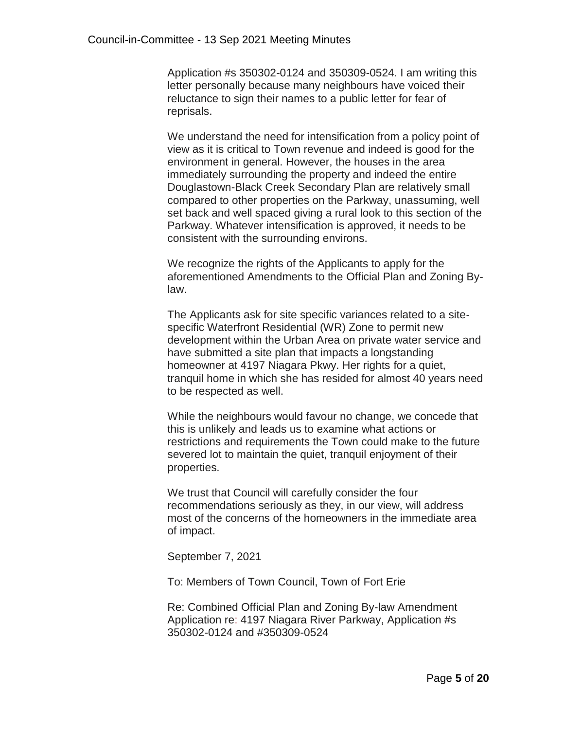Application #s 350302-0124 and 350309-0524. I am writing this letter personally because many neighbours have voiced their reluctance to sign their names to a public letter for fear of reprisals.

We understand the need for intensification from a policy point of view as it is critical to Town revenue and indeed is good for the environment in general. However, the houses in the area immediately surrounding the property and indeed the entire Douglastown-Black Creek Secondary Plan are relatively small compared to other properties on the Parkway, unassuming, well set back and well spaced giving a rural look to this section of the Parkway. Whatever intensification is approved, it needs to be consistent with the surrounding environs.

We recognize the rights of the Applicants to apply for the aforementioned Amendments to the Official Plan and Zoning By-law.

The Applicants ask for site specific variances related to a site-specific Waterfront Residential (WR) Zone to permit new development within the Urban Area on private water service and have submitted a site plan that impacts a longstanding homeowner at 4197 Niagara Pkwy. Her rights for a quiet, tranquil home in which she has resided for almost 40 years need to be respected as well.

While the neighbours would favour no change, we concede that this is unlikely and leads us to examine what actions or restrictions and requirements the Town could make to the future severed lot to maintain the quiet, tranquil enjoyment of their properties.

We trust that Council will carefully consider the four recommendations seriously as they, in our view, will address most of the concerns of the homeowners in the immediate area of impact.

September 7, 2021

To: Members of Town Council, Town of Fort Erie

Re: Combined Official Plan and Zoning By-law Amendment Application re: 4197 Niagara River Parkway, Application #s 350302-0124 and #350309-0524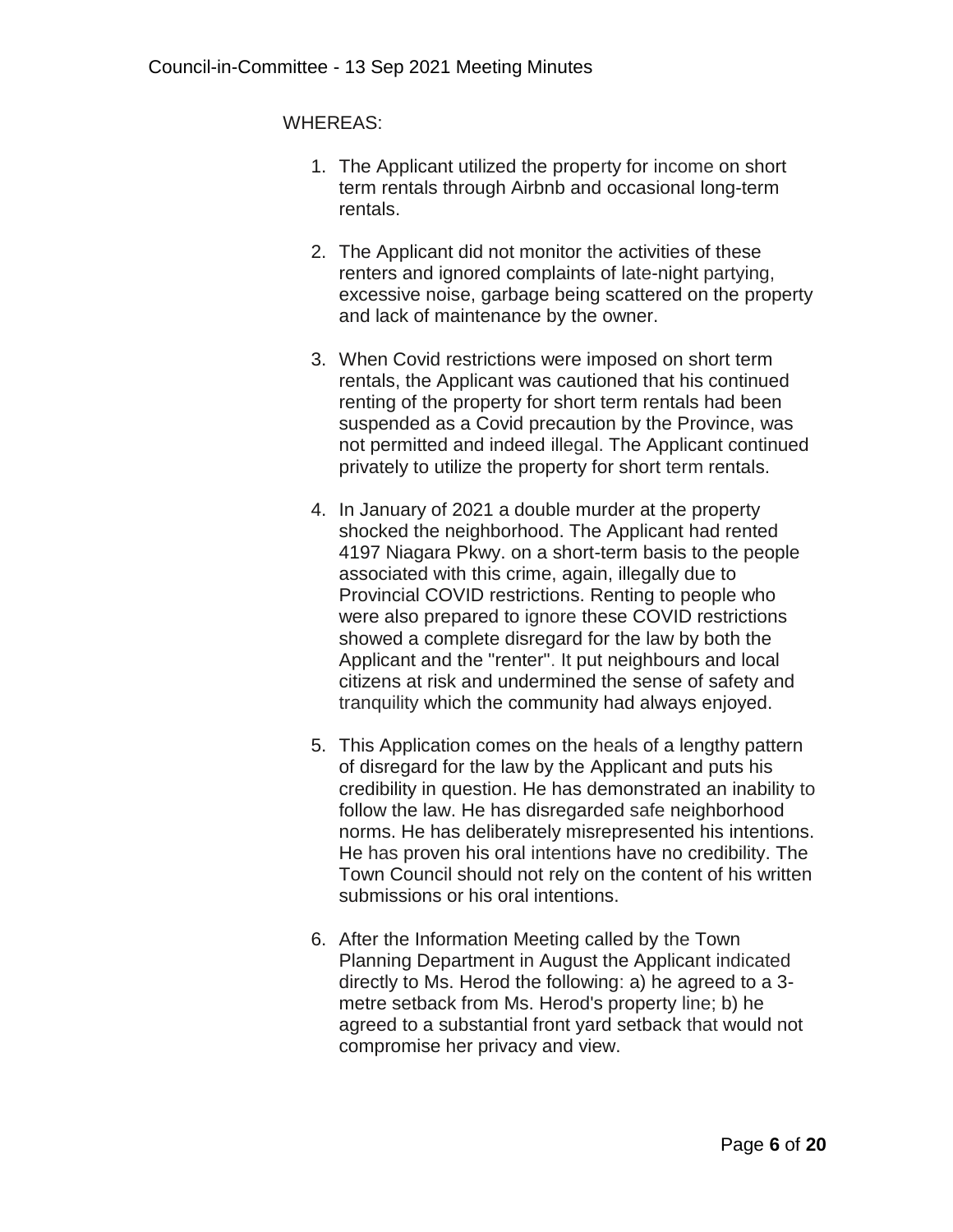WHEREAS:

1. The Applicant utilized the property for income on short term rentals through Airbnb and occasional long-term rentals.

2. The Applicant did not monitor the activities of these renters and ignored complaints of late-night partying, excessive noise, garbage being scattered on the property and lack of maintenance by the owner.

3. When Covid restrictions were imposed on short term rentals, the Applicant was cautioned that his continued renting of the property for short term rentals had been suspended as a Covid precaution by the Province, was not permitted and indeed illegal. The Applicant continued privately to utilize the property for short term rentals.

4. In January of 2021 a double murder at the property shocked the neighborhood. The Applicant had rented 4197 Niagara Pkwy. on a short-term basis to the people associated with this crime, again, illegally due to Provincial COVID restrictions. Renting to people who were also prepared to ignore these COVID restrictions showed a complete disregard for the law by both the Applicant and the "renter". It put neighbours and local citizens at risk and undermined the sense of safety and tranquility which the community had always enjoyed.

5. This Application comes on the heals of a lengthy pattern of disregard for the law by the Applicant and puts his credibility in question. He has demonstrated an inability to follow the law. He has disregarded safe neighborhood norms. He has deliberately misrepresented his intentions. He has proven his oral intentions have no credibility. The Town Council should not rely on the content of his written submissions or his oral intentions.

6. After the Information Meeting called by the Town Planning Department in August the Applicant indicated directly to Ms. Herod the following: a) he agreed to a 3-metre setback from Ms. Herod's property line; b) he agreed to a substantial front yard setback that would not compromise her privacy and view.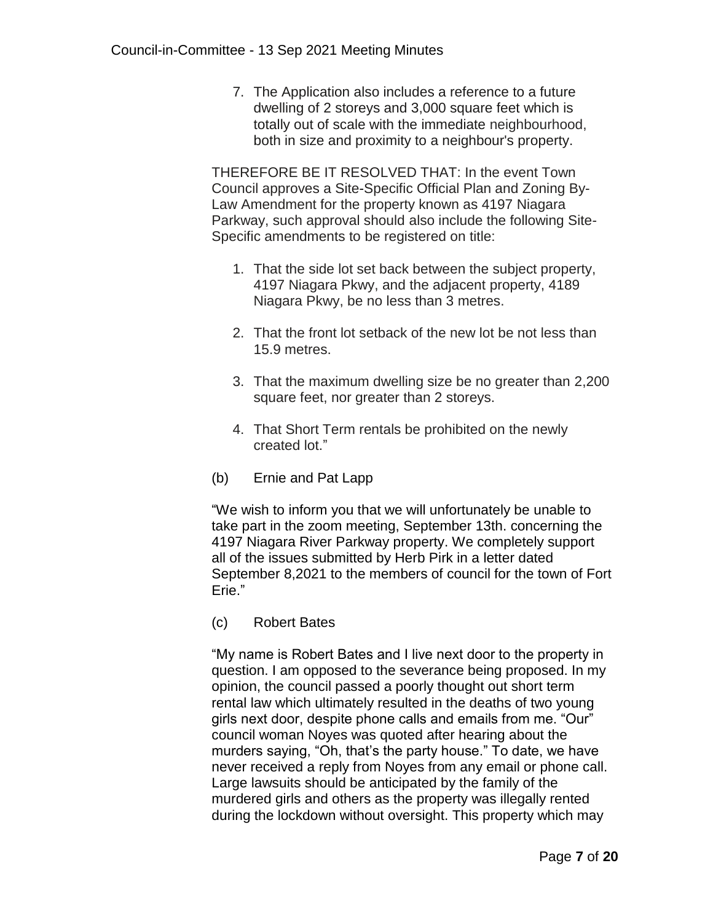7. The Application also includes a reference to a future dwelling of 2 storeys and 3,000 square feet which is totally out of scale with the immediate neighbourhood, both in size and proximity to a neighbour's property.

THEREFORE BE IT RESOLVED THAT: In the event Town Council approves a Site-Specific Official Plan and Zoning By-Law Amendment for the property known as 4197 Niagara Parkway, such approval should also include the following Site-Specific amendments to be registered on title:

1. That the side lot set back between the subject property, 4197 Niagara Pkwy, and the adjacent property, 4189 Niagara Pkwy, be no less than 3 metres.
2. That the front lot setback of the new lot be not less than 15.9 metres.
3. That the maximum dwelling size be no greater than 2,200 square feet, nor greater than 2 storeys.
4. That Short Term rentals be prohibited on the newly created lot."

(b) Ernie and Pat Lapp

"We wish to inform you that we will unfortunately be unable to take part in the zoom meeting, September 13th. concerning the 4197 Niagara River Parkway property. We completely support all of the issues submitted by Herb Pirk in a letter dated September 8,2021 to the members of council for the town of Fort Erie."

(c) Robert Bates

"My name is Robert Bates and I live next door to the property in question. I am opposed to the severance being proposed. In my opinion, the council passed a poorly thought out short term rental law which ultimately resulted in the deaths of two young girls next door, despite phone calls and emails from me. "Our" council woman Noyes was quoted after hearing about the murders saying, "Oh, that's the party house." To date, we have never received a reply from Noyes from any email or phone call. Large lawsuits should be anticipated by the family of the murdered girls and others as the property was illegally rented during the lockdown without oversight. This property which may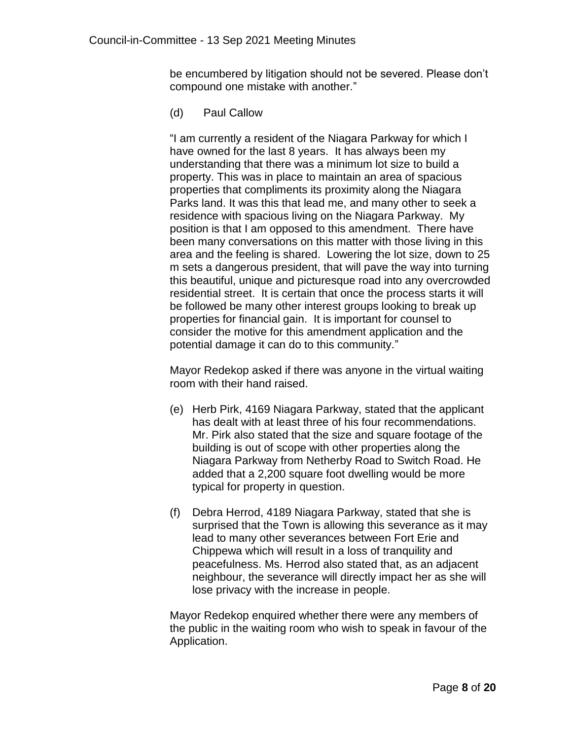be encumbered by litigation should not be severed. Please don't compound one mistake with another."

(d) Paul Callow

"I am currently a resident of the Niagara Parkway for which I have owned for the last 8 years. It has always been my understanding that there was a minimum lot size to build a property. This was in place to maintain an area of spacious properties that compliments its proximity along the Niagara Parks land. It was this that lead me, and many other to seek a residence with spacious living on the Niagara Parkway. My position is that I am opposed to this amendment. There have been many conversations on this matter with those living in this area and the feeling is shared. Lowering the lot size, down to 25 m sets a dangerous president, that will pave the way into turning this beautiful, unique and picturesque road into any overcrowded residential street. It is certain that once the process starts it will be followed be many other interest groups looking to break up properties for financial gain. It is important for counsel to consider the motive for this amendment application and the potential damage it can do to this community."

Mayor Redekop asked if there was anyone in the virtual waiting room with their hand raised.

(e) Herb Pirk, 4169 Niagara Parkway, stated that the applicant has dealt with at least three of his four recommendations. Mr. Pirk also stated that the size and square footage of the building is out of scope with other properties along the Niagara Parkway from Netherby Road to Switch Road. He added that a 2,200 square foot dwelling would be more typical for property in question.

(f) Debra Herrod, 4189 Niagara Parkway, stated that she is surprised that the Town is allowing this severance as it may lead to many other severances between Fort Erie and Chippewa which will result in a loss of tranquility and peacefulness. Ms. Herrod also stated that, as an adjacent neighbour, the severance will directly impact her as she will lose privacy with the increase in people.

Mayor Redekop enquired whether there were any members of the public in the waiting room who wish to speak in favour of the Application.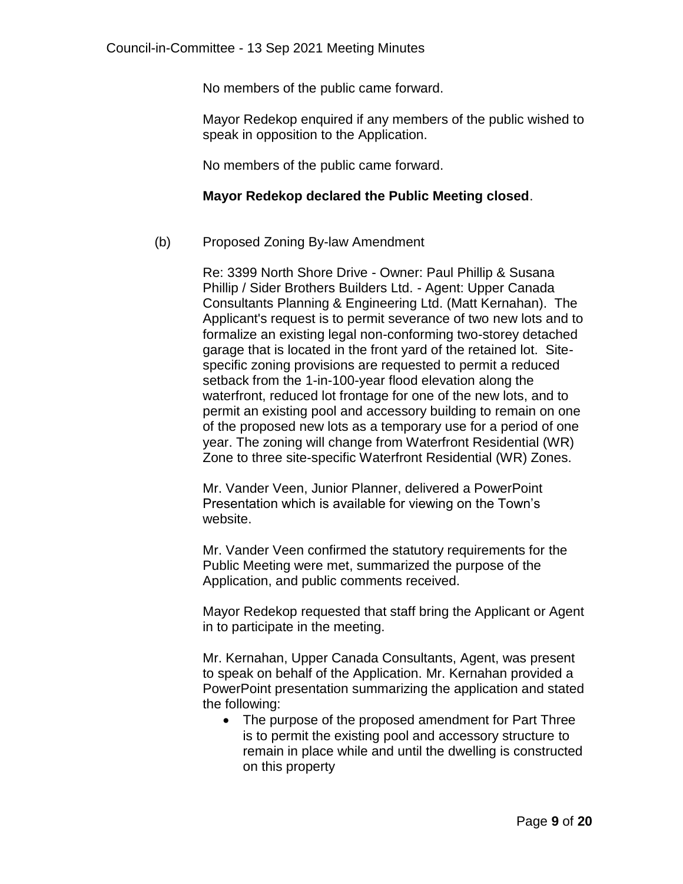No members of the public came forward.

Mayor Redekop enquired if any members of the public wished to speak in opposition to the Application.

No members of the public came forward.

**Mayor Redekop declared the Public Meeting closed**.

(b) Proposed Zoning By-law Amendment

Re: 3399 North Shore Drive - Owner: Paul Phillip & Susana Phillip / Sider Brothers Builders Ltd. - Agent: Upper Canada Consultants Planning & Engineering Ltd. (Matt Kernahan). The Applicant's request is to permit severance of two new lots and to formalize an existing legal non-conforming two-storey detached garage that is located in the front yard of the retained lot. Site-specific zoning provisions are requested to permit a reduced setback from the 1-in-100-year flood elevation along the waterfront, reduced lot frontage for one of the new lots, and to permit an existing pool and accessory building to remain on one of the proposed new lots as a temporary use for a period of one year. The zoning will change from Waterfront Residential (WR) Zone to three site-specific Waterfront Residential (WR) Zones.

Mr. Vander Veen, Junior Planner, delivered a PowerPoint Presentation which is available for viewing on the Town's website.

Mr. Vander Veen confirmed the statutory requirements for the Public Meeting were met, summarized the purpose of the Application, and public comments received.

Mayor Redekop requested that staff bring the Applicant or Agent in to participate in the meeting.

Mr. Kernahan, Upper Canada Consultants, Agent, was present to speak on behalf of the Application. Mr. Kernahan provided a PowerPoint presentation summarizing the application and stated the following:

- The purpose of the proposed amendment for Part Three is to permit the existing pool and accessory structure to remain in place while and until the dwelling is constructed on this property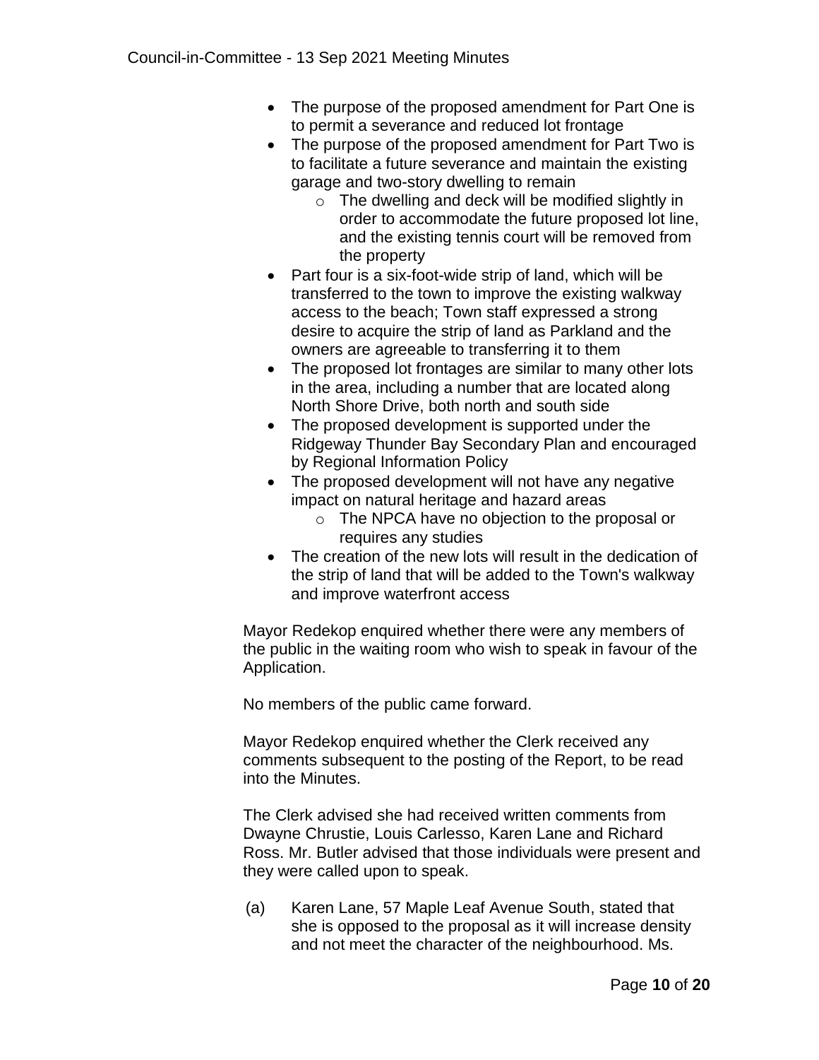- The purpose of the proposed amendment for Part One is to permit a severance and reduced lot frontage
- The purpose of the proposed amendment for Part Two is to facilitate a future severance and maintain the existing garage and two-story dwelling to remain
    - The dwelling and deck will be modified slightly in order to accommodate the future proposed lot line, and the existing tennis court will be removed from the property
- Part four is a six-foot-wide strip of land, which will be transferred to the town to improve the existing walkway access to the beach; Town staff expressed a strong desire to acquire the strip of land as Parkland and the owners are agreeable to transferring it to them
- The proposed lot frontages are similar to many other lots in the area, including a number that are located along North Shore Drive, both north and south side
- The proposed development is supported under the Ridgeway Thunder Bay Secondary Plan and encouraged by Regional Information Policy
- The proposed development will not have any negative impact on natural heritage and hazard areas
    - The NPCA have no objection to the proposal or requires any studies
- The creation of the new lots will result in the dedication of the strip of land that will be added to the Town's walkway and improve waterfront access

Mayor Redekop enquired whether there were any members of the public in the waiting room who wish to speak in favour of the Application.

No members of the public came forward.

Mayor Redekop enquired whether the Clerk received any comments subsequent to the posting of the Report, to be read into the Minutes.

The Clerk advised she had received written comments from Dwayne Chrustie, Louis Carlesso, Karen Lane and Richard Ross. Mr. Butler advised that those individuals were present and they were called upon to speak.

(a) Karen Lane, 57 Maple Leaf Avenue South, stated that she is opposed to the proposal as it will increase density and not meet the character of the neighbourhood. Ms.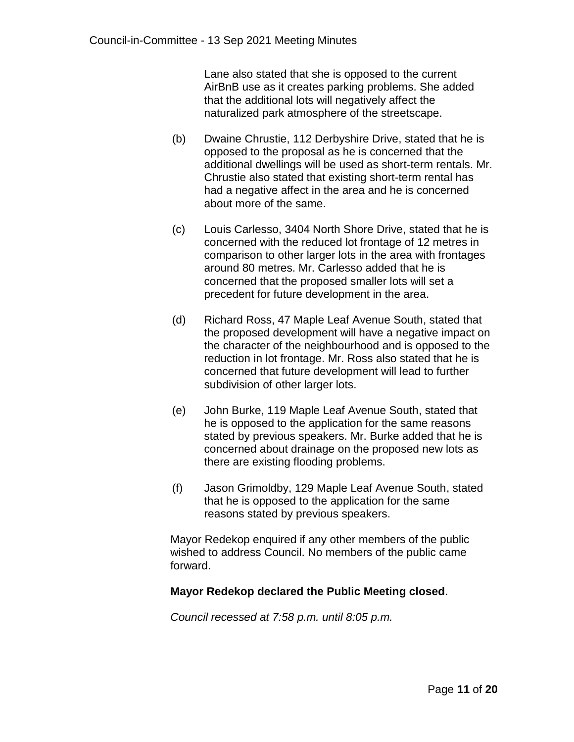Lane also stated that she is opposed to the current AirBnB use as it creates parking problems. She added that the additional lots will negatively affect the naturalized park atmosphere of the streetscape.

(b) Dwaine Chrustie, 112 Derbyshire Drive, stated that he is opposed to the proposal as he is concerned that the additional dwellings will be used as short-term rentals. Mr. Chrustie also stated that existing short-term rental has had a negative affect in the area and he is concerned about more of the same.

(c) Louis Carlesso, 3404 North Shore Drive, stated that he is concerned with the reduced lot frontage of 12 metres in comparison to other larger lots in the area with frontages around 80 metres. Mr. Carlesso added that he is concerned that the proposed smaller lots will set a precedent for future development in the area.

(d) Richard Ross, 47 Maple Leaf Avenue South, stated that the proposed development will have a negative impact on the character of the neighbourhood and is opposed to the reduction in lot frontage. Mr. Ross also stated that he is concerned that future development will lead to further subdivision of other larger lots.

(e) John Burke, 119 Maple Leaf Avenue South, stated that he is opposed to the application for the same reasons stated by previous speakers. Mr. Burke added that he is concerned about drainage on the proposed new lots as there are existing flooding problems.

(f) Jason Grimoldby, 129 Maple Leaf Avenue South, stated that he is opposed to the application for the same reasons stated by previous speakers.

Mayor Redekop enquired if any other members of the public wished to address Council. No members of the public came forward.

**Mayor Redekop declared the Public Meeting closed**.

*Council recessed at 7:58 p.m. until 8:05 p.m.*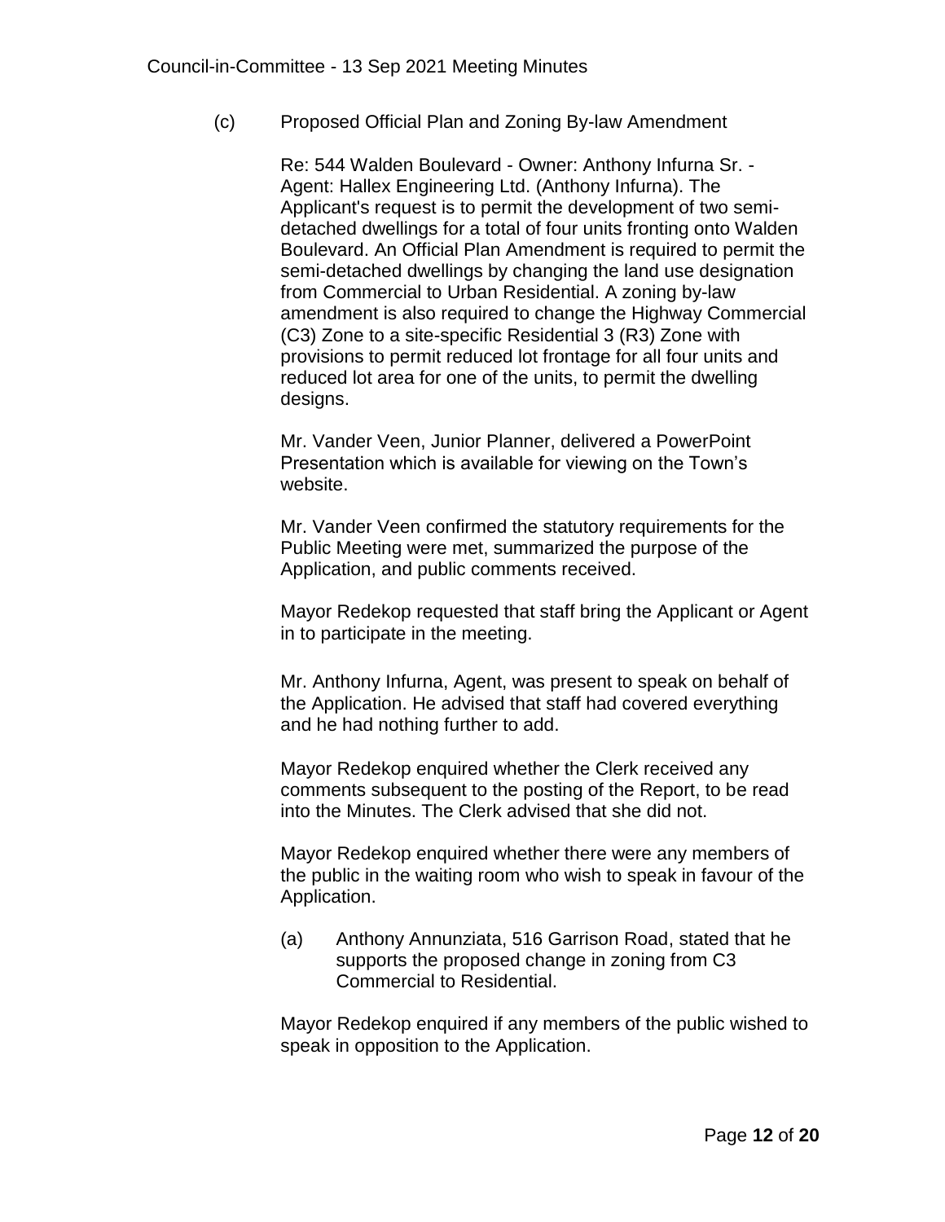(c) Proposed Official Plan and Zoning By-law Amendment

Re: 544 Walden Boulevard - Owner: Anthony Infurna Sr. - Agent: Hallex Engineering Ltd. (Anthony Infurna). The Applicant's request is to permit the development of two semi-detached dwellings for a total of four units fronting onto Walden Boulevard. An Official Plan Amendment is required to permit the semi-detached dwellings by changing the land use designation from Commercial to Urban Residential. A zoning by-law amendment is also required to change the Highway Commercial (C3) Zone to a site-specific Residential 3 (R3) Zone with provisions to permit reduced lot frontage for all four units and reduced lot area for one of the units, to permit the dwelling designs.

Mr. Vander Veen, Junior Planner, delivered a PowerPoint Presentation which is available for viewing on the Town's website.

Mr. Vander Veen confirmed the statutory requirements for the Public Meeting were met, summarized the purpose of the Application, and public comments received.

Mayor Redekop requested that staff bring the Applicant or Agent in to participate in the meeting.

Mr. Anthony Infurna, Agent, was present to speak on behalf of the Application. He advised that staff had covered everything and he had nothing further to add.

Mayor Redekop enquired whether the Clerk received any comments subsequent to the posting of the Report, to be read into the Minutes. The Clerk advised that she did not.

Mayor Redekop enquired whether there were any members of the public in the waiting room who wish to speak in favour of the Application.

(a) Anthony Annunziata, 516 Garrison Road, stated that he supports the proposed change in zoning from C3 Commercial to Residential.

Mayor Redekop enquired if any members of the public wished to speak in opposition to the Application.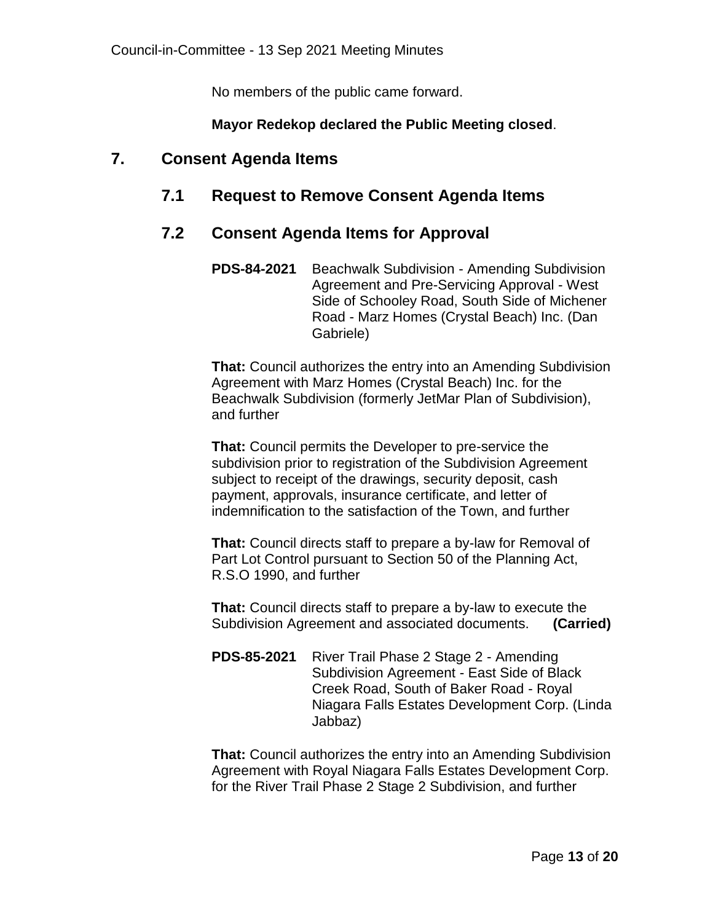No members of the public came forward.

**Mayor Redekop declared the Public Meeting closed**.

## 7. Consent Agenda Items

### 7.1 Request to Remove Consent Agenda Items

### 7.2 Consent Agenda Items for Approval

**PDS-84-2021** Beachwalk Subdivision - Amending Subdivision Agreement and Pre-Servicing Approval - West Side of Schooley Road, South Side of Michener Road - Marz Homes (Crystal Beach) Inc. (Dan Gabriele)

**That:** Council authorizes the entry into an Amending Subdivision Agreement with Marz Homes (Crystal Beach) Inc. for the Beachwalk Subdivision (formerly JetMar Plan of Subdivision), and further

**That:** Council permits the Developer to pre-service the subdivision prior to registration of the Subdivision Agreement subject to receipt of the drawings, security deposit, cash payment, approvals, insurance certificate, and letter of indemnification to the satisfaction of the Town, and further

**That:** Council directs staff to prepare a by-law for Removal of Part Lot Control pursuant to Section 50 of the Planning Act, R.S.O 1990, and further

**That:** Council directs staff to prepare a by-law to execute the Subdivision Agreement and associated documents. **(Carried)**

**PDS-85-2021** River Trail Phase 2 Stage 2 - Amending Subdivision Agreement - East Side of Black Creek Road, South of Baker Road - Royal Niagara Falls Estates Development Corp. (Linda Jabbaz)

**That:** Council authorizes the entry into an Amending Subdivision Agreement with Royal Niagara Falls Estates Development Corp. for the River Trail Phase 2 Stage 2 Subdivision, and further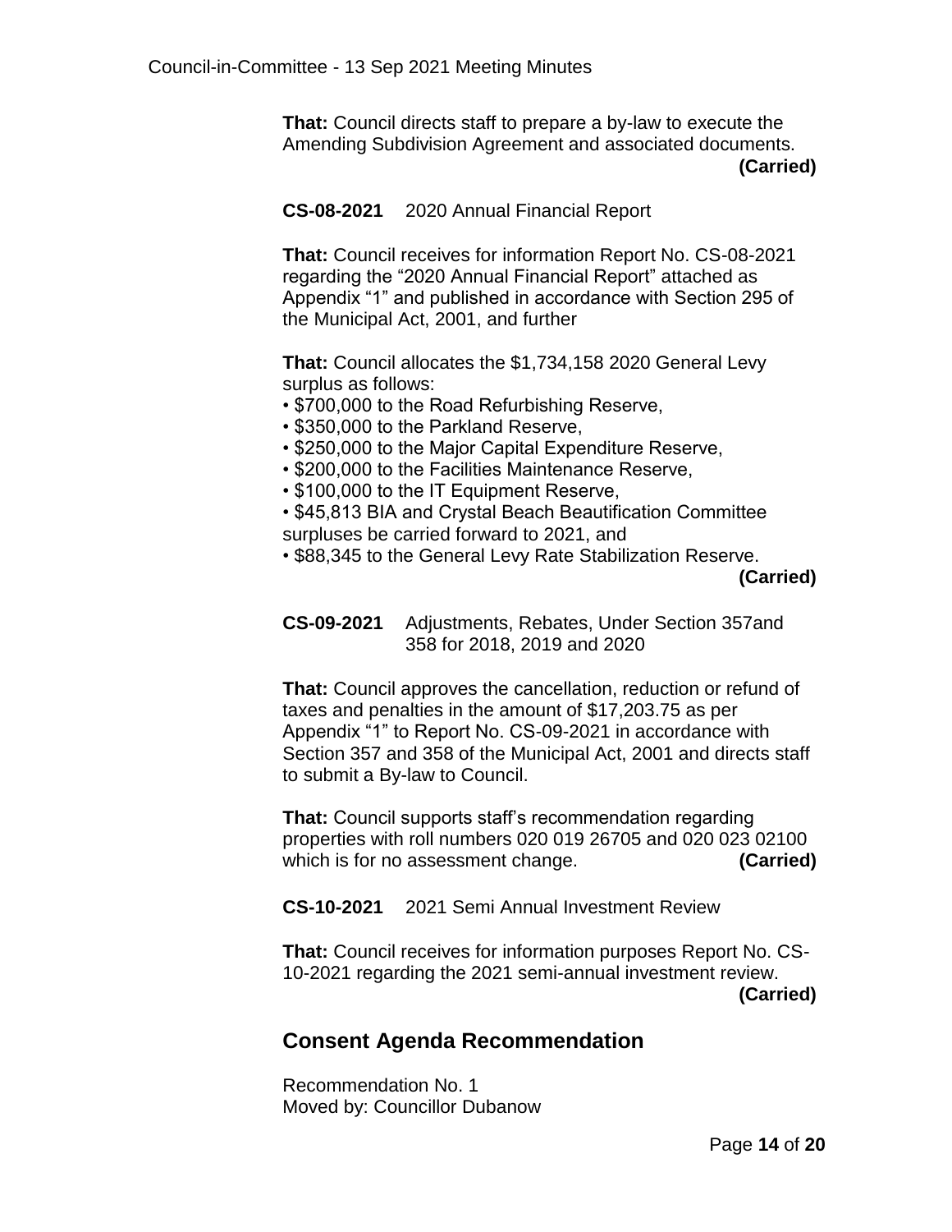**That:** Council directs staff to prepare a by-law to execute the Amending Subdivision Agreement and associated documents.
**(Carried)**

**CS-08-2021** 2020 Annual Financial Report

**That:** Council receives for information Report No. CS-08-2021 regarding the "2020 Annual Financial Report" attached as Appendix "1" and published in accordance with Section 295 of the Municipal Act, 2001, and further

**That:** Council allocates the $1,734,158 2020 General Levy surplus as follows:

- $700,000 to the Road Refurbishing Reserve,
- $350,000 to the Parkland Reserve,
- $250,000 to the Major Capital Expenditure Reserve,
- $200,000 to the Facilities Maintenance Reserve,
- $100,000 to the IT Equipment Reserve,
- $45,813 BIA and Crystal Beach Beautification Committee surpluses be carried forward to 2021, and
- $88,345 to the General Levy Rate Stabilization Reserve.

**(Carried)**

**CS-09-2021** Adjustments, Rebates, Under Section 357and 358 for 2018, 2019 and 2020

**That:** Council approves the cancellation, reduction or refund of taxes and penalties in the amount of $17,203.75 as per Appendix "1" to Report No. CS-09-2021 in accordance with Section 357 and 358 of the Municipal Act, 2001 and directs staff to submit a By-law to Council.

**That:** Council supports staff's recommendation regarding properties with roll numbers 020 019 26705 and 020 023 02100 which is for no assessment change. **(Carried)**

**CS-10-2021** 2021 Semi Annual Investment Review

**That:** Council receives for information purposes Report No. CS-10-2021 regarding the 2021 semi-annual investment review.
**(Carried)**

## Consent Agenda Recommendation

Recommendation No. 1
Moved by: Councillor Dubanow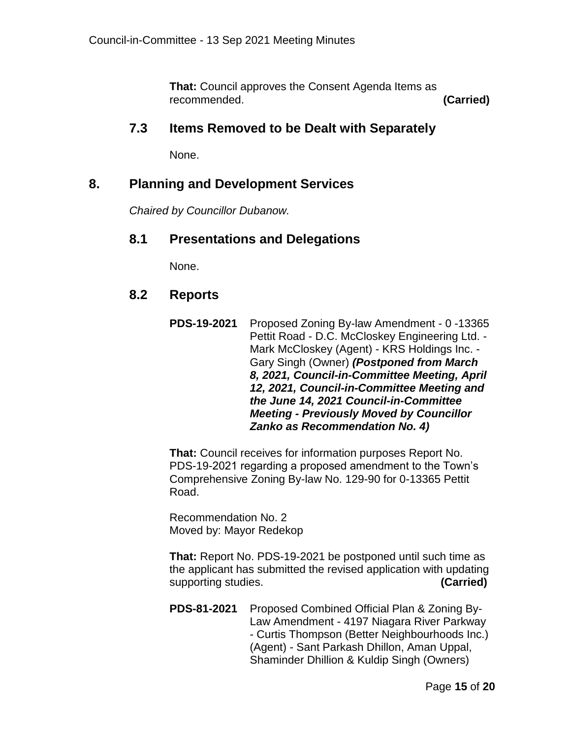**That:** Council approves the Consent Agenda Items as recommended. **(Carried)**

### 7.3 Items Removed to be Dealt with Separately

None.

## 8. Planning and Development Services

*Chaired by Councillor Dubanow.*

### 8.1 Presentations and Delegations

None.

### 8.2 Reports

**PDS-19-2021** Proposed Zoning By-law Amendment - 0 -13365 Pettit Road - D.C. McCloskey Engineering Ltd. - Mark McCloskey (Agent) - KRS Holdings Inc. - Gary Singh (Owner) ***(Postponed from March 8, 2021, Council-in-Committee Meeting, April 12, 2021, Council-in-Committee Meeting and the June 14, 2021 Council-in-Committee Meeting - Previously Moved by Councillor Zanko as Recommendation No. 4)***

**That:** Council receives for information purposes Report No. PDS-19-2021 regarding a proposed amendment to the Town's Comprehensive Zoning By-law No. 129-90 for 0-13365 Pettit Road.

Recommendation No. 2
Moved by: Mayor Redekop

**That:** Report No. PDS-19-2021 be postponed until such time as the applicant has submitted the revised application with updating supporting studies. **(Carried)**

**PDS-81-2021** Proposed Combined Official Plan & Zoning By-Law Amendment - 4197 Niagara River Parkway - Curtis Thompson (Better Neighbourhoods Inc.) (Agent) - Sant Parkash Dhillon, Aman Uppal, Shaminder Dhillion & Kuldip Singh (Owners)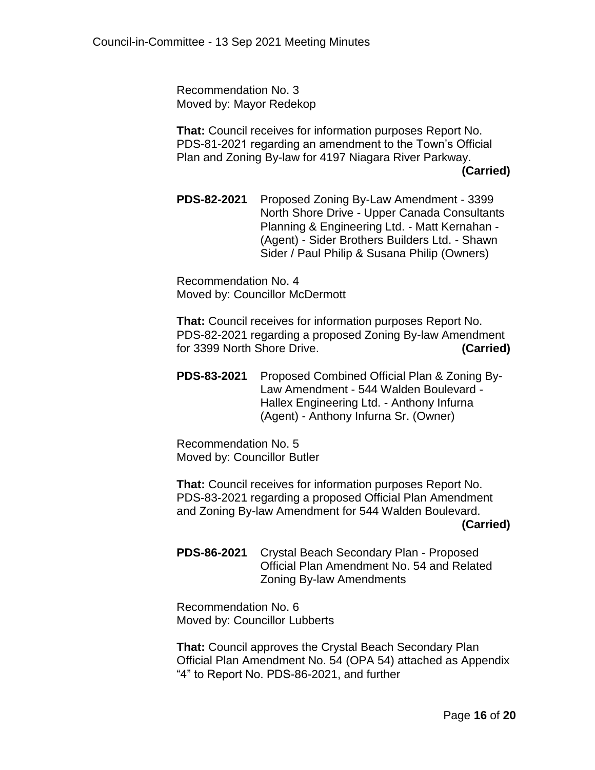Recommendation No. 3
Moved by: Mayor Redekop

**That:** Council receives for information purposes Report No. PDS-81-2021 regarding an amendment to the Town's Official Plan and Zoning By-law for 4197 Niagara River Parkway. **(Carried)**

**PDS-82-2021** Proposed Zoning By-Law Amendment - 3399 North Shore Drive - Upper Canada Consultants Planning & Engineering Ltd. - Matt Kernahan - (Agent) - Sider Brothers Builders Ltd. - Shawn Sider / Paul Philip & Susana Philip (Owners)

Recommendation No. 4
Moved by: Councillor McDermott

**That:** Council receives for information purposes Report No. PDS-82-2021 regarding a proposed Zoning By-law Amendment for 3399 North Shore Drive. **(Carried)**

**PDS-83-2021** Proposed Combined Official Plan & Zoning By-Law Amendment - 544 Walden Boulevard - Hallex Engineering Ltd. - Anthony Infurna (Agent) - Anthony Infurna Sr. (Owner)

Recommendation No. 5
Moved by: Councillor Butler

**That:** Council receives for information purposes Report No. PDS-83-2021 regarding a proposed Official Plan Amendment and Zoning By-law Amendment for 544 Walden Boulevard. **(Carried)**

**PDS-86-2021** Crystal Beach Secondary Plan - Proposed Official Plan Amendment No. 54 and Related Zoning By-law Amendments

Recommendation No. 6
Moved by: Councillor Lubberts

**That:** Council approves the Crystal Beach Secondary Plan Official Plan Amendment No. 54 (OPA 54) attached as Appendix "4" to Report No. PDS-86-2021, and further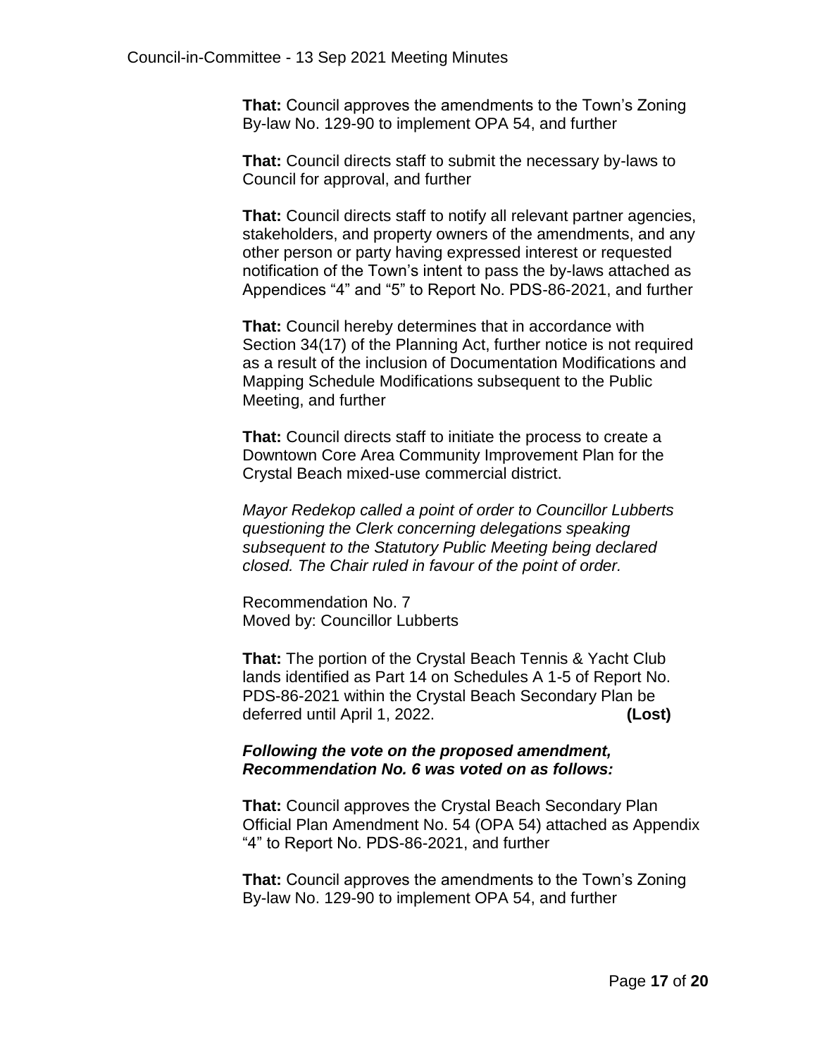**That:** Council approves the amendments to the Town's Zoning By-law No. 129-90 to implement OPA 54, and further

**That:** Council directs staff to submit the necessary by-laws to Council for approval, and further

**That:** Council directs staff to notify all relevant partner agencies, stakeholders, and property owners of the amendments, and any other person or party having expressed interest or requested notification of the Town's intent to pass the by-laws attached as Appendices "4" and "5" to Report No. PDS-86-2021, and further

**That:** Council hereby determines that in accordance with Section 34(17) of the Planning Act, further notice is not required as a result of the inclusion of Documentation Modifications and Mapping Schedule Modifications subsequent to the Public Meeting, and further

**That:** Council directs staff to initiate the process to create a Downtown Core Area Community Improvement Plan for the Crystal Beach mixed-use commercial district.

*Mayor Redekop called a point of order to Councillor Lubberts questioning the Clerk concerning delegations speaking subsequent to the Statutory Public Meeting being declared closed. The Chair ruled in favour of the point of order.*

Recommendation No. 7
Moved by: Councillor Lubberts

**That:** The portion of the Crystal Beach Tennis & Yacht Club lands identified as Part 14 on Schedules A 1-5 of Report No. PDS-86-2021 within the Crystal Beach Secondary Plan be deferred until April 1, 2022. **(Lost)**

***Following the vote on the proposed amendment, Recommendation No. 6 was voted on as follows:***

**That:** Council approves the Crystal Beach Secondary Plan Official Plan Amendment No. 54 (OPA 54) attached as Appendix "4" to Report No. PDS-86-2021, and further

**That:** Council approves the amendments to the Town's Zoning By-law No. 129-90 to implement OPA 54, and further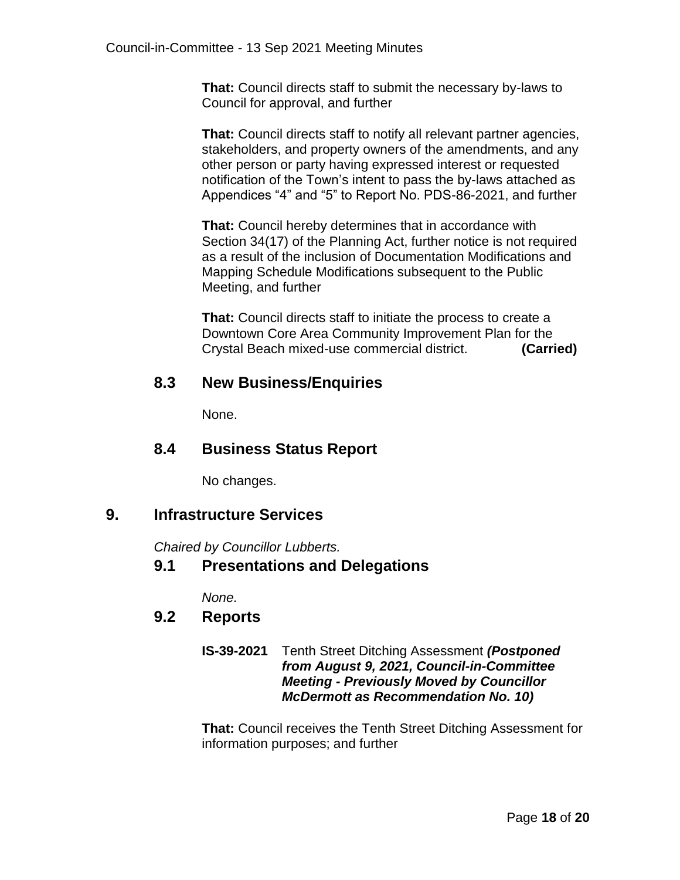**That:** Council directs staff to submit the necessary by-laws to Council for approval, and further

**That:** Council directs staff to notify all relevant partner agencies, stakeholders, and property owners of the amendments, and any other person or party having expressed interest or requested notification of the Town's intent to pass the by-laws attached as Appendices "4" and "5" to Report No. PDS-86-2021, and further

**That:** Council hereby determines that in accordance with Section 34(17) of the Planning Act, further notice is not required as a result of the inclusion of Documentation Modifications and Mapping Schedule Modifications subsequent to the Public Meeting, and further

**That:** Council directs staff to initiate the process to create a Downtown Core Area Community Improvement Plan for the Crystal Beach mixed-use commercial district. **(Carried)**

### 8.3 New Business/Enquiries

None.

### 8.4 Business Status Report

No changes.

## 9. Infrastructure Services

*Chaired by Councillor Lubberts.*

### 9.1 Presentations and Delegations

*None.*

### 9.2 Reports

**IS-39-2021** Tenth Street Ditching Assessment ***(Postponed from August 9, 2021, Council-in-Committee Meeting - Previously Moved by Councillor McDermott as Recommendation No. 10)***

**That:** Council receives the Tenth Street Ditching Assessment for information purposes; and further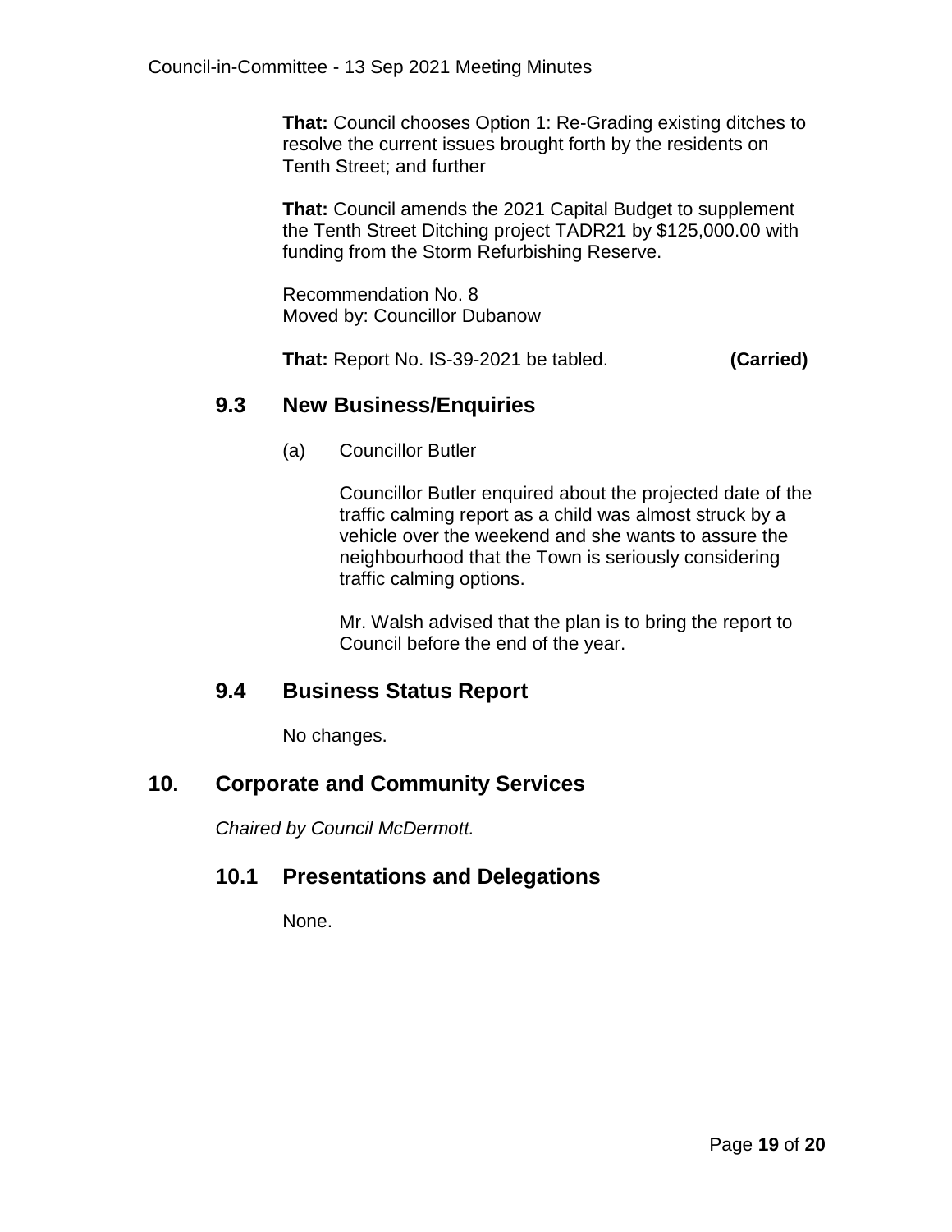**That:** Council chooses Option 1: Re-Grading existing ditches to resolve the current issues brought forth by the residents on Tenth Street; and further

**That:** Council amends the 2021 Capital Budget to supplement the Tenth Street Ditching project TADR21 by $125,000.00 with funding from the Storm Refurbishing Reserve.

Recommendation No. 8
Moved by: Councillor Dubanow

**That:** Report No. IS-39-2021 be tabled. **(Carried)**

## 9.3 New Business/Enquiries

(a) Councillor Butler

Councillor Butler enquired about the projected date of the traffic calming report as a child was almost struck by a vehicle over the weekend and she wants to assure the neighbourhood that the Town is seriously considering traffic calming options.

Mr. Walsh advised that the plan is to bring the report to Council before the end of the year.

## 9.4 Business Status Report

No changes.

# 10. Corporate and Community Services

*Chaired by Council McDermott.*

## 10.1 Presentations and Delegations

None.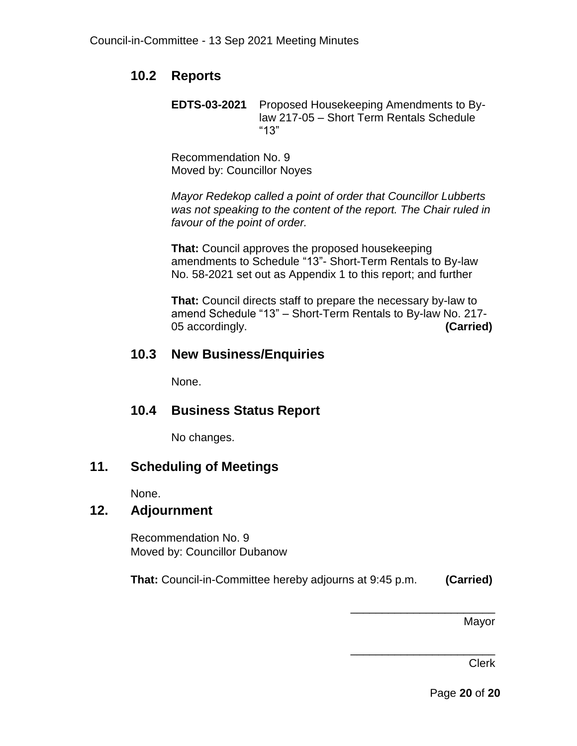## 10.2 Reports

**EDTS-03-2021** Proposed Housekeeping Amendments to By-law 217-05 – Short Term Rentals Schedule "13"

Recommendation No. 9
Moved by: Councillor Noyes

*Mayor Redekop called a point of order that Councillor Lubberts was not speaking to the content of the report. The Chair ruled in favour of the point of order.*

**That:** Council approves the proposed housekeeping amendments to Schedule "13"- Short-Term Rentals to By-law No. 58-2021 set out as Appendix 1 to this report; and further

**That:** Council directs staff to prepare the necessary by-law to amend Schedule "13" – Short-Term Rentals to By-law No. 217-05 accordingly. **(Carried)**

## 10.3 New Business/Enquiries

None.

## 10.4 Business Status Report

No changes.

# 11. Scheduling of Meetings

None.

# 12. Adjournment

Recommendation No. 9
Moved by: Councillor Dubanow

**That:** Council-in-Committee hereby adjourns at 9:45 p.m. **(Carried)**

_______________________
Mayor

_______________________
Clerk